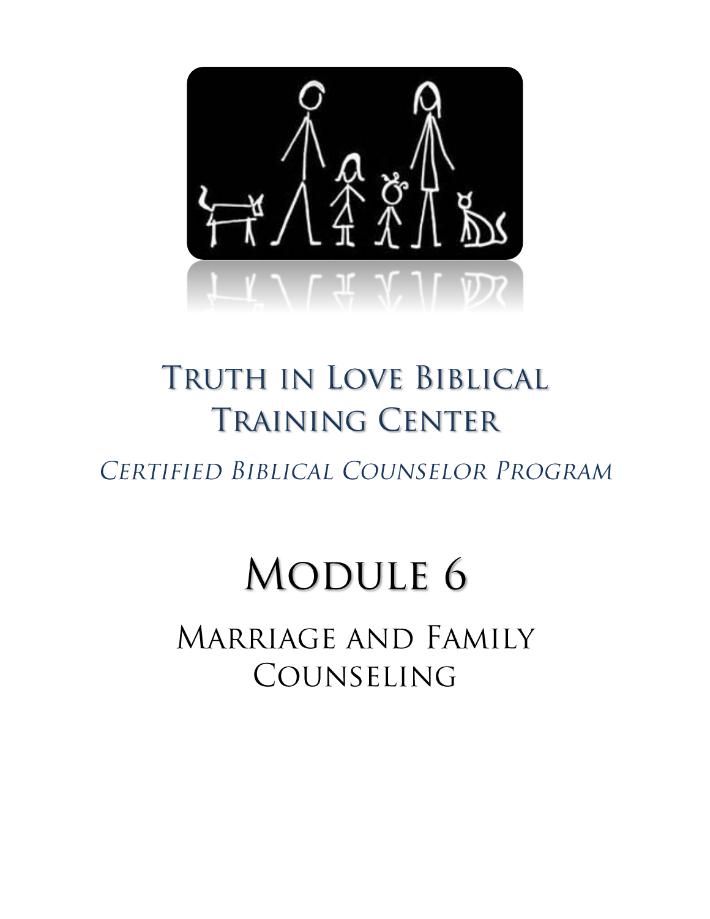# Truth in Love Biblical Training Center

*Certified Biblical Counselor Program*

# Module 6

## Marriage and Family Counseling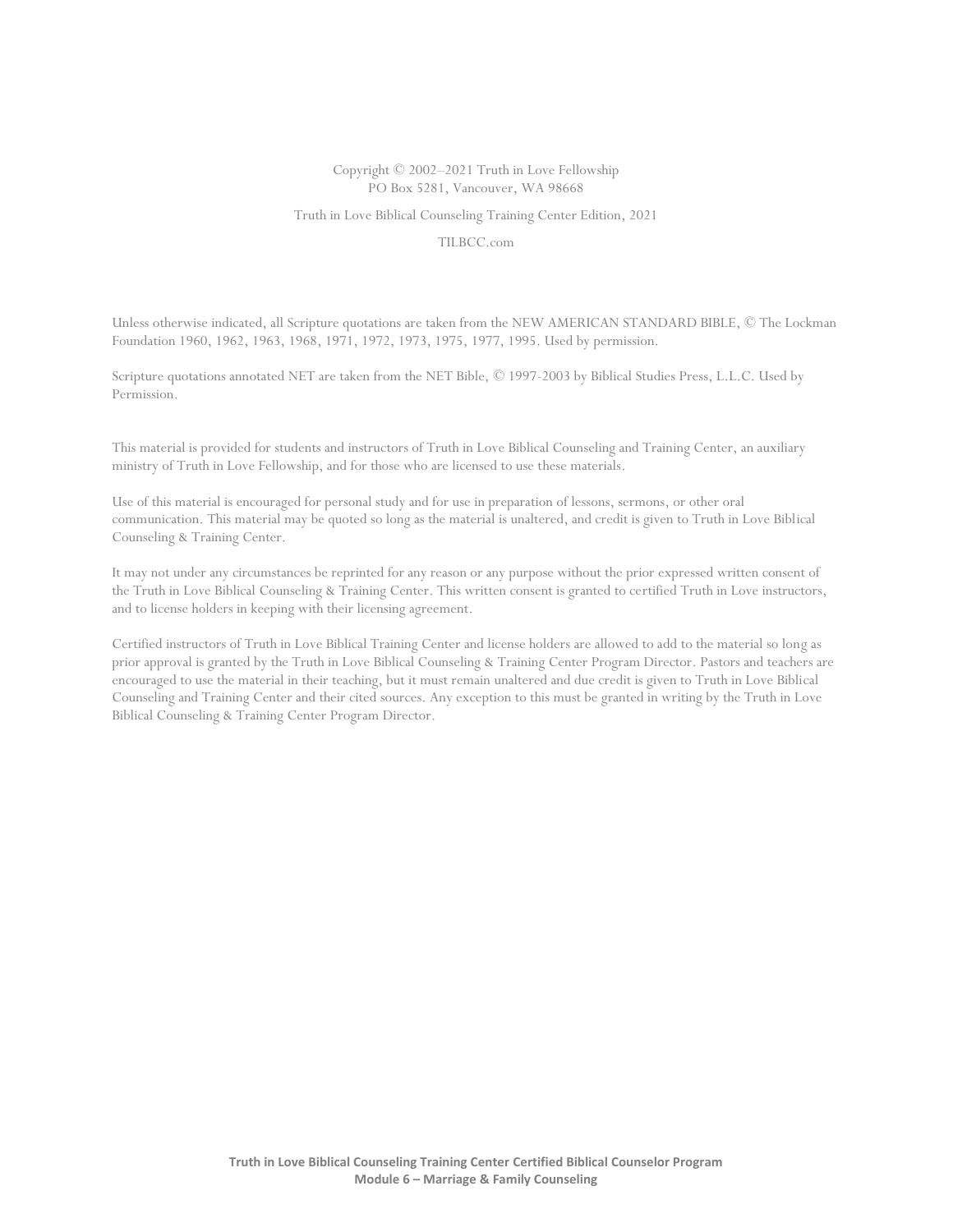Copyright © 2002–2021 Truth in Love Fellowship
PO Box 5281, Vancouver, WA 98668

Truth in Love Biblical Counseling Training Center Edition, 2021

TILBCC.com

Unless otherwise indicated, all Scripture quotations are taken from the NEW AMERICAN STANDARD BIBLE, © The Lockman Foundation 1960, 1962, 1963, 1968, 1971, 1972, 1973, 1975, 1977, 1995. Used by permission.

Scripture quotations annotated NET are taken from the NET Bible, © 1997-2003 by Biblical Studies Press, L.L.C. Used by Permission.

This material is provided for students and instructors of Truth in Love Biblical Counseling and Training Center, an auxiliary ministry of Truth in Love Fellowship, and for those who are licensed to use these materials.

Use of this material is encouraged for personal study and for use in preparation of lessons, sermons, or other oral communication. This material may be quoted so long as the material is unaltered, and credit is given to Truth in Love Biblical Counseling & Training Center.

It may not under any circumstances be reprinted for any reason or any purpose without the prior expressed written consent of the Truth in Love Biblical Counseling & Training Center. This written consent is granted to certified Truth in Love instructors, and to license holders in keeping with their licensing agreement.

Certified instructors of Truth in Love Biblical Training Center and license holders are allowed to add to the material so long as prior approval is granted by the Truth in Love Biblical Counseling & Training Center Program Director. Pastors and teachers are encouraged to use the material in their teaching, but it must remain unaltered and due credit is given to Truth in Love Biblical Counseling and Training Center and their cited sources. Any exception to this must be granted in writing by the Truth in Love Biblical Counseling & Training Center Program Director.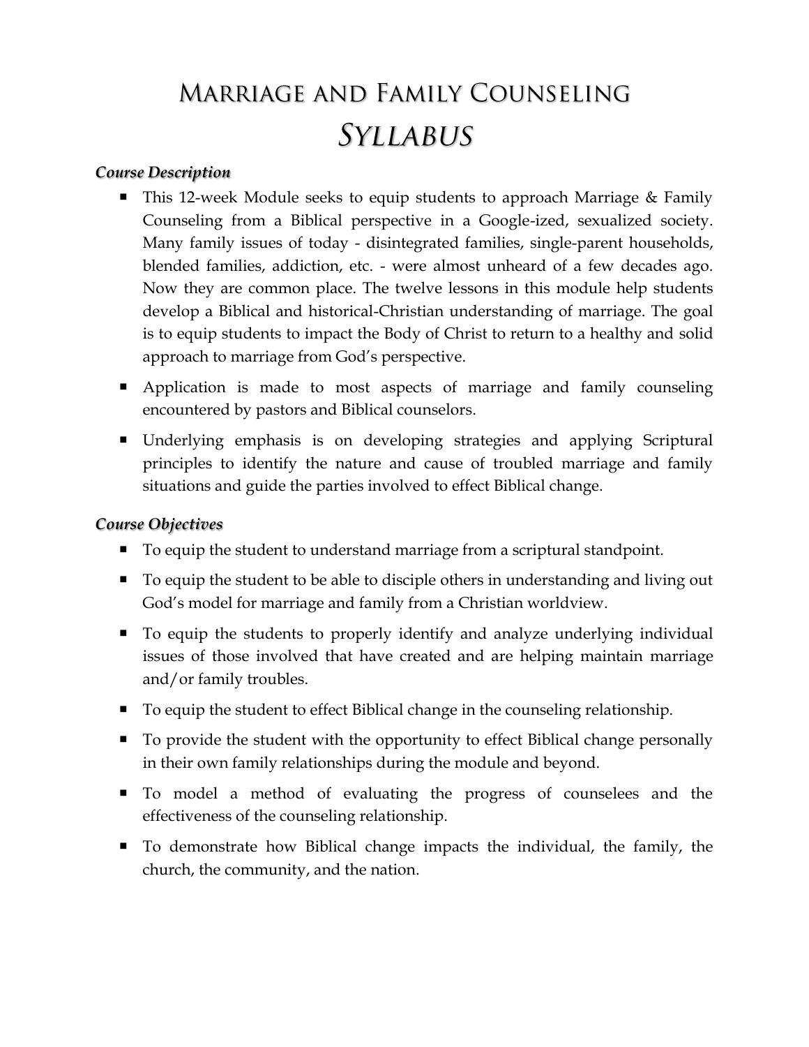# Marriage and Family Counseling
## *Syllabus*

***Course Description***

- This 12-week Module seeks to equip students to approach Marriage & Family Counseling from a Biblical perspective in a Google-ized, sexualized society. Many family issues of today - disintegrated families, single-parent households, blended families, addiction, etc. - were almost unheard of a few decades ago. Now they are common place. The twelve lessons in this module help students develop a Biblical and historical-Christian understanding of marriage. The goal is to equip students to impact the Body of Christ to return to a healthy and solid approach to marriage from God's perspective.
- Application is made to most aspects of marriage and family counseling encountered by pastors and Biblical counselors.
- Underlying emphasis is on developing strategies and applying Scriptural principles to identify the nature and cause of troubled marriage and family situations and guide the parties involved to effect Biblical change.

***Course Objectives***

- To equip the student to understand marriage from a scriptural standpoint.
- To equip the student to be able to disciple others in understanding and living out God's model for marriage and family from a Christian worldview.
- To equip the students to properly identify and analyze underlying individual issues of those involved that have created and are helping maintain marriage and/or family troubles.
- To equip the student to effect Biblical change in the counseling relationship.
- To provide the student with the opportunity to effect Biblical change personally in their own family relationships during the module and beyond.
- To model a method of evaluating the progress of counselees and the effectiveness of the counseling relationship.
- To demonstrate how Biblical change impacts the individual, the family, the church, the community, and the nation.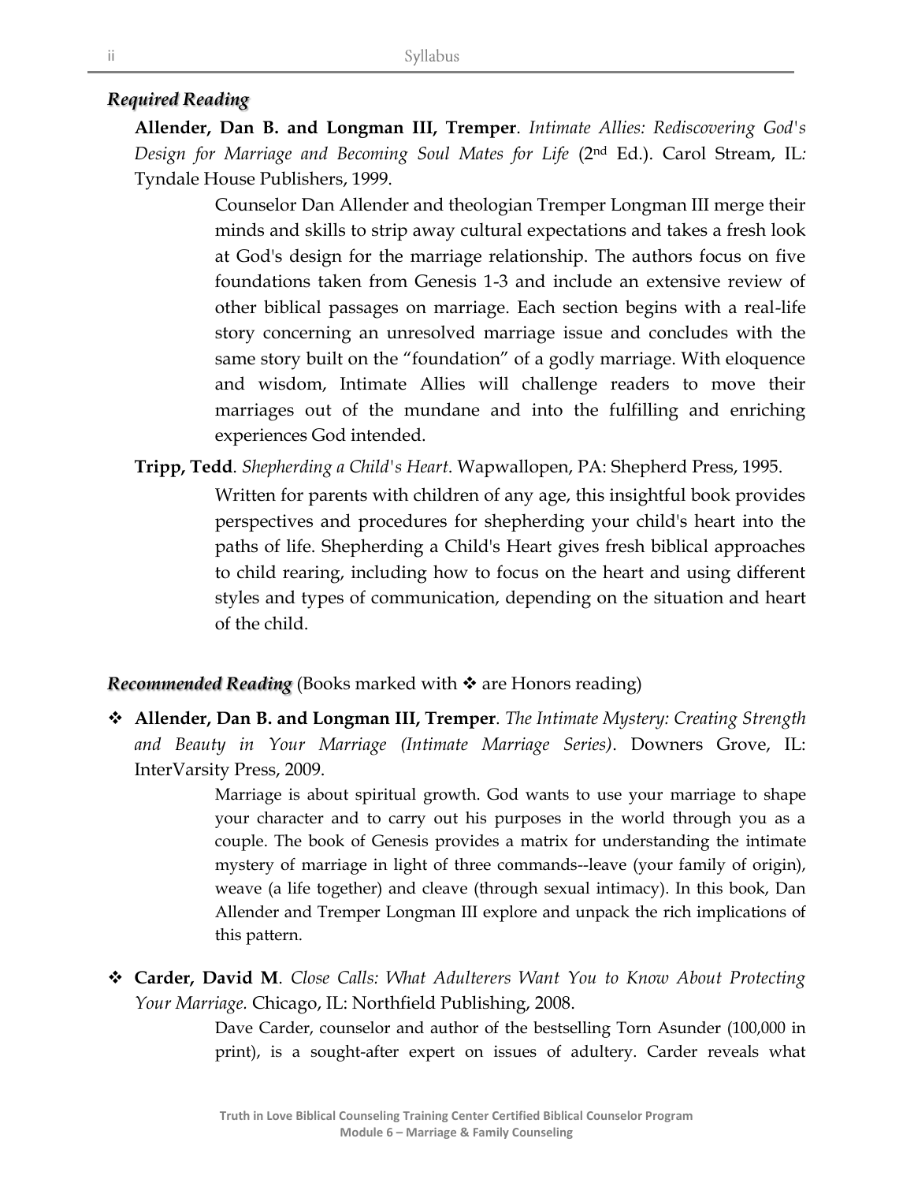### ***Required Reading***

**Allender, Dan B. and Longman III, Tremper**. *Intimate Allies: Rediscovering God's Design for Marriage and Becoming Soul Mates for Life* (2nd Ed.). Carol Stream, IL: Tyndale House Publishers, 1999.

> Counselor Dan Allender and theologian Tremper Longman III merge their minds and skills to strip away cultural expectations and takes a fresh look at God's design for the marriage relationship. The authors focus on five foundations taken from Genesis 1-3 and include an extensive review of other biblical passages on marriage. Each section begins with a real-life story concerning an unresolved marriage issue and concludes with the same story built on the "foundation" of a godly marriage. With eloquence and wisdom, Intimate Allies will challenge readers to move their marriages out of the mundane and into the fulfilling and enriching experiences God intended.

**Tripp, Tedd**. *Shepherding a Child's Heart*. Wapwallopen, PA: Shepherd Press, 1995.

> Written for parents with children of any age, this insightful book provides perspectives and procedures for shepherding your child's heart into the paths of life. Shepherding a Child's Heart gives fresh biblical approaches to child rearing, including how to focus on the heart and using different styles and types of communication, depending on the situation and heart of the child.

### ***Recommended Reading*** (Books marked with ❖ are Honors reading)

❖ **Allender, Dan B. and Longman III, Tremper**. *The Intimate Mystery: Creating Strength and Beauty in Your Marriage (Intimate Marriage Series)*. Downers Grove, IL: InterVarsity Press, 2009.

> Marriage is about spiritual growth. God wants to use your marriage to shape your character and to carry out his purposes in the world through you as a couple. The book of Genesis provides a matrix for understanding the intimate mystery of marriage in light of three commands--leave (your family of origin), weave (a life together) and cleave (through sexual intimacy). In this book, Dan Allender and Tremper Longman III explore and unpack the rich implications of this pattern.

❖ **Carder, David M**. *Close Calls: What Adulterers Want You to Know About Protecting Your Marriage.* Chicago, IL: Northfield Publishing, 2008.

> Dave Carder, counselor and author of the bestselling Torn Asunder (100,000 in print), is a sought-after expert on issues of adultery. Carder reveals what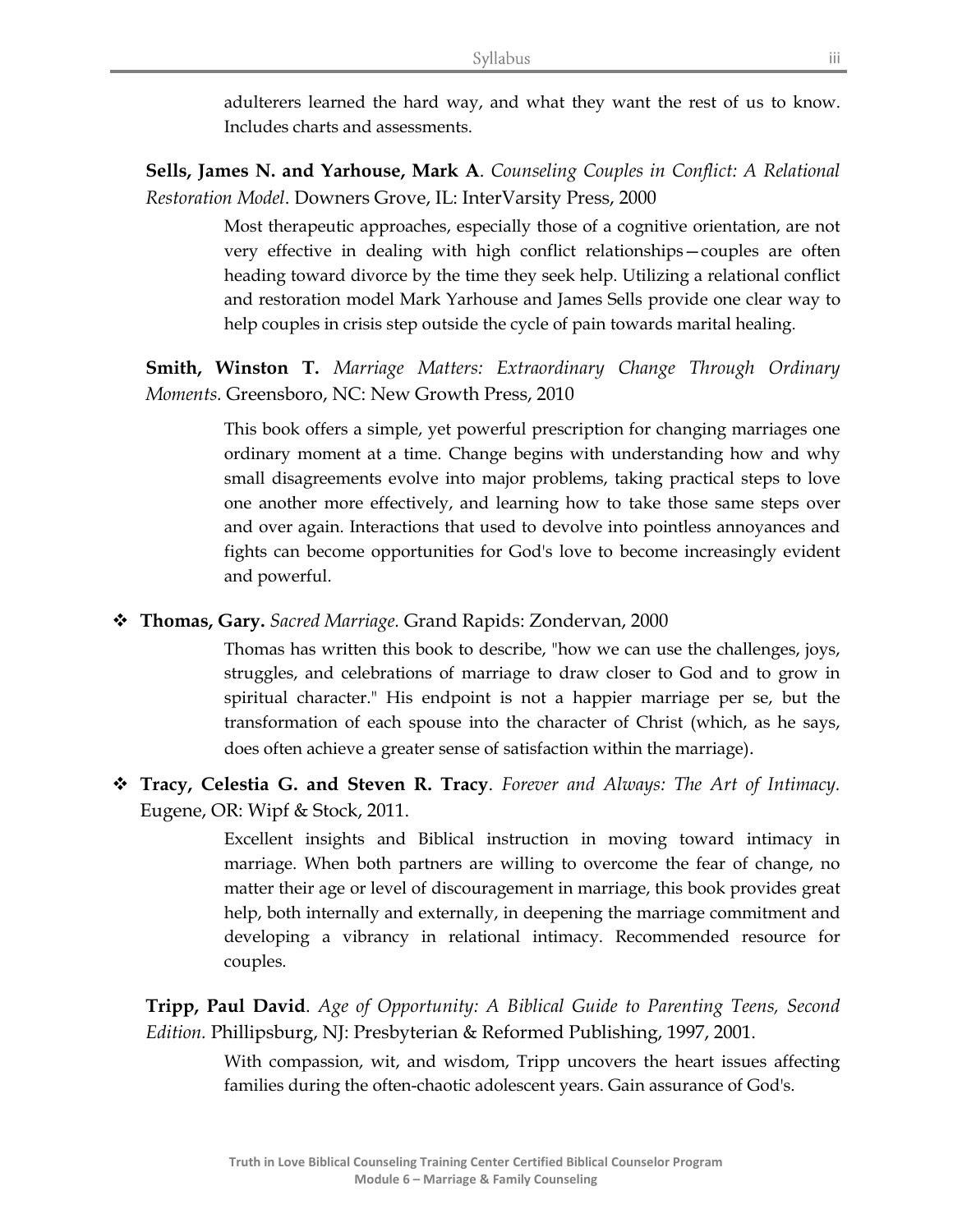adulterers learned the hard way, and what they want the rest of us to know. Includes charts and assessments.

**Sells, James N. and Yarhouse, Mark A**. *Counseling Couples in Conflict: A Relational Restoration Model*. Downers Grove, IL: InterVarsity Press, 2000

Most therapeutic approaches, especially those of a cognitive orientation, are not very effective in dealing with high conflict relationships—couples are often heading toward divorce by the time they seek help. Utilizing a relational conflict and restoration model Mark Yarhouse and James Sells provide one clear way to help couples in crisis step outside the cycle of pain towards marital healing.

**Smith, Winston T.** *Marriage Matters: Extraordinary Change Through Ordinary Moments.* Greensboro, NC: New Growth Press, 2010

This book offers a simple, yet powerful prescription for changing marriages one ordinary moment at a time. Change begins with understanding how and why small disagreements evolve into major problems, taking practical steps to love one another more effectively, and learning how to take those same steps over and over again. Interactions that used to devolve into pointless annoyances and fights can become opportunities for God's love to become increasingly evident and powerful.

❖ **Thomas, Gary.** *Sacred Marriage.* Grand Rapids: Zondervan, 2000

Thomas has written this book to describe, "how we can use the challenges, joys, struggles, and celebrations of marriage to draw closer to God and to grow in spiritual character." His endpoint is not a happier marriage per se, but the transformation of each spouse into the character of Christ (which, as he says, does often achieve a greater sense of satisfaction within the marriage).

❖ **Tracy, Celestia G. and Steven R. Tracy**. *Forever and Always: The Art of Intimacy.* Eugene, OR: Wipf & Stock, 2011.

Excellent insights and Biblical instruction in moving toward intimacy in marriage. When both partners are willing to overcome the fear of change, no matter their age or level of discouragement in marriage, this book provides great help, both internally and externally, in deepening the marriage commitment and developing a vibrancy in relational intimacy. Recommended resource for couples.

**Tripp, Paul David**. *Age of Opportunity: A Biblical Guide to Parenting Teens, Second Edition.* Phillipsburg, NJ: Presbyterian & Reformed Publishing, 1997, 2001.

With compassion, wit, and wisdom, Tripp uncovers the heart issues affecting families during the often-chaotic adolescent years. Gain assurance of God's.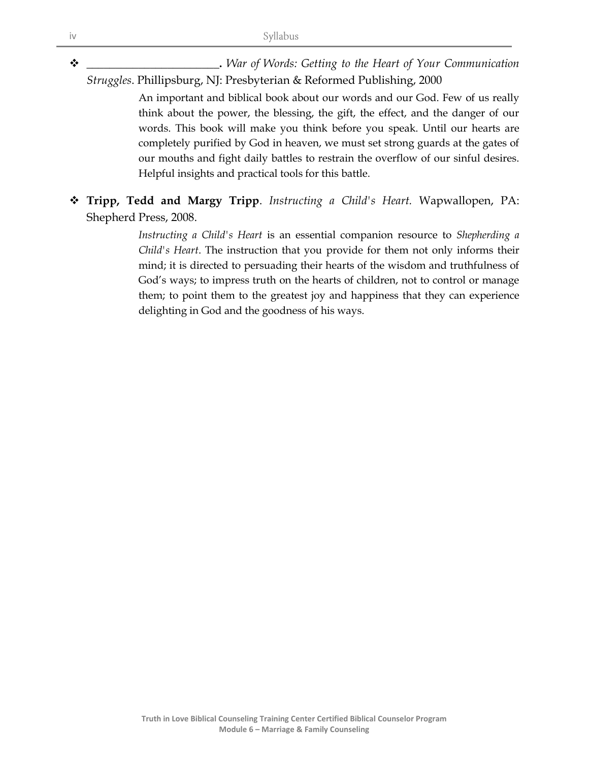- _______________________. *War of Words: Getting to the Heart of Your Communication Struggles*. Phillipsburg, NJ: Presbyterian & Reformed Publishing, 2000

  An important and biblical book about our words and our God. Few of us really think about the power, the blessing, the gift, the effect, and the danger of our words. This book will make you think before you speak. Until our hearts are completely purified by God in heaven, we must set strong guards at the gates of our mouths and fight daily battles to restrain the overflow of our sinful desires. Helpful insights and practical tools for this battle.

- **Tripp, Tedd and Margy Tripp**. *Instructing a Child's Heart.* Wapwallopen, PA: Shepherd Press, 2008.

  *Instructing a Child's Heart* is an essential companion resource to *Shepherding a Child's Heart*. The instruction that you provide for them not only informs their mind; it is directed to persuading their hearts of the wisdom and truthfulness of God's ways; to impress truth on the hearts of children, not to control or manage them; to point them to the greatest joy and happiness that they can experience delighting in God and the goodness of his ways.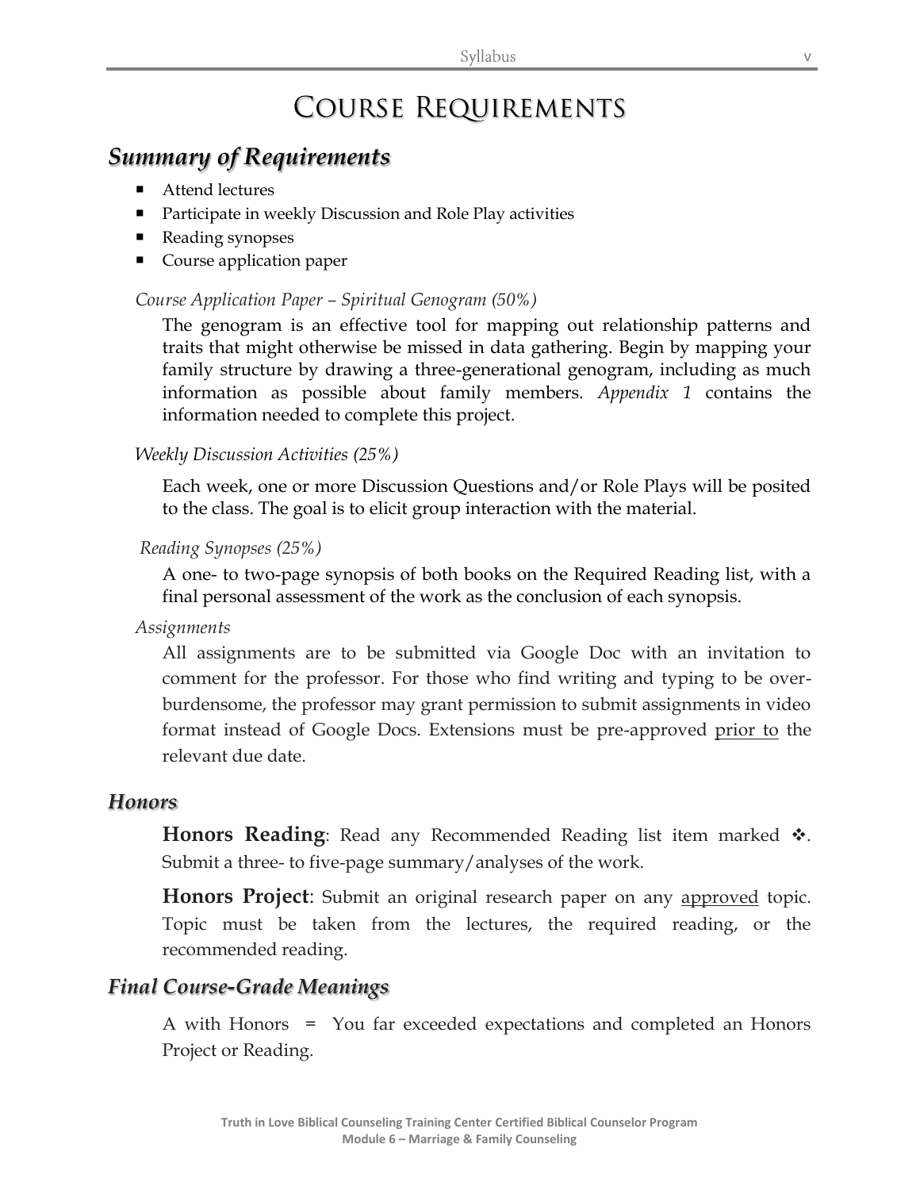# Course Requirements

## *Summary of Requirements*

- Attend lectures
- Participate in weekly Discussion and Role Play activities
- Reading synopses
- Course application paper

*Course Application Paper – Spiritual Genogram (50%)*

The genogram is an effective tool for mapping out relationship patterns and traits that might otherwise be missed in data gathering. Begin by mapping your family structure by drawing a three-generational genogram, including as much information as possible about family members. *Appendix 1* contains the information needed to complete this project.

*Weekly Discussion Activities (25%)*

Each week, one or more Discussion Questions and/or Role Plays will be posited to the class. The goal is to elicit group interaction with the material.

*Reading Synopses (25%)*

A one- to two-page synopsis of both books on the Required Reading list, with a final personal assessment of the work as the conclusion of each synopsis.

*Assignments*

All assignments are to be submitted via Google Doc with an invitation to comment for the professor. For those who find writing and typing to be over-burdensome, the professor may grant permission to submit assignments in video format instead of Google Docs. Extensions must be pre-approved <u>prior to</u> the relevant due date.

## *Honors*

**Honors Reading**: Read any Recommended Reading list item marked ❖. Submit a three- to five-page summary/analyses of the work.

**Honors Project**: Submit an original research paper on any <u>approved</u> topic. Topic must be taken from the lectures, the required reading, or the recommended reading.

## *Final Course-Grade Meanings*

A with Honors = You far exceeded expectations and completed an Honors Project or Reading.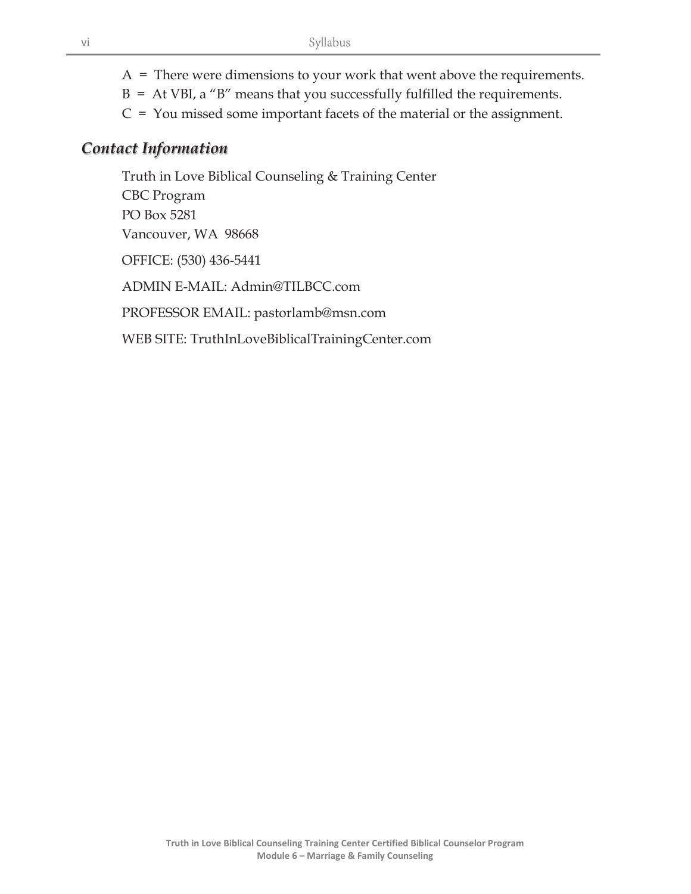A = There were dimensions to your work that went above the requirements.

B = At VBI, a "B" means that you successfully fulfilled the requirements.

C = You missed some important facets of the material or the assignment.

## *Contact Information*

Truth in Love Biblical Counseling & Training Center
CBC Program
PO Box 5281
Vancouver, WA 98668

OFFICE: (530) 436-5441

ADMIN E-MAIL: Admin@TILBCC.com

PROFESSOR EMAIL: pastorlamb@msn.com

WEB SITE: TruthInLoveBiblicalTrainingCenter.com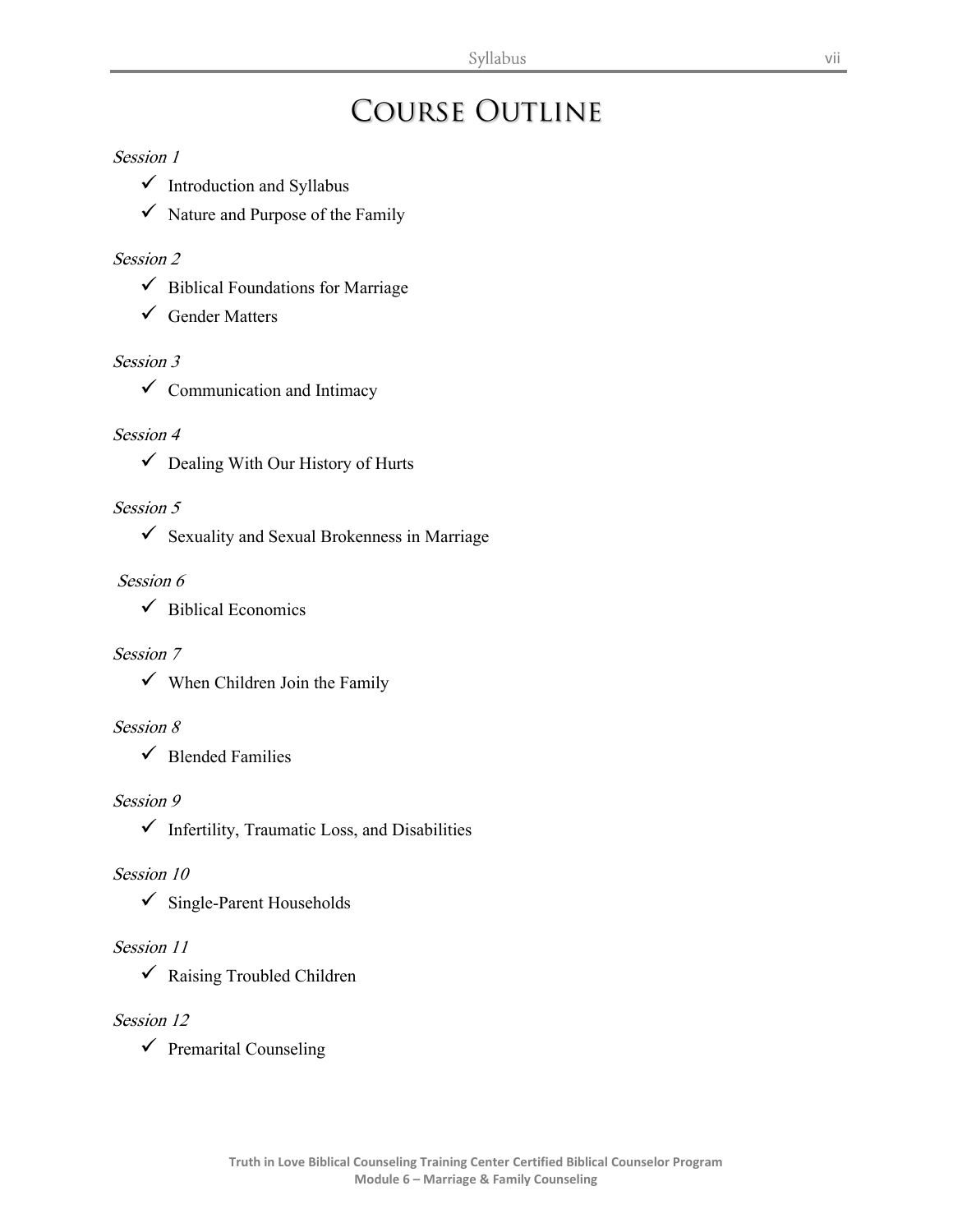# Course Outline

*Session 1*

- ✓ Introduction and Syllabus
- ✓ Nature and Purpose of the Family

*Session 2*

- ✓ Biblical Foundations for Marriage
- ✓ Gender Matters

*Session 3*

- ✓ Communication and Intimacy

*Session 4*

- ✓ Dealing With Our History of Hurts

*Session 5*

- ✓ Sexuality and Sexual Brokenness in Marriage

*Session 6*

- ✓ Biblical Economics

*Session 7*

- ✓ When Children Join the Family

*Session 8*

- ✓ Blended Families

*Session 9*

- ✓ Infertility, Traumatic Loss, and Disabilities

*Session 10*

- ✓ Single-Parent Households

*Session 11*

- ✓ Raising Troubled Children

*Session 12*

- ✓ Premarital Counseling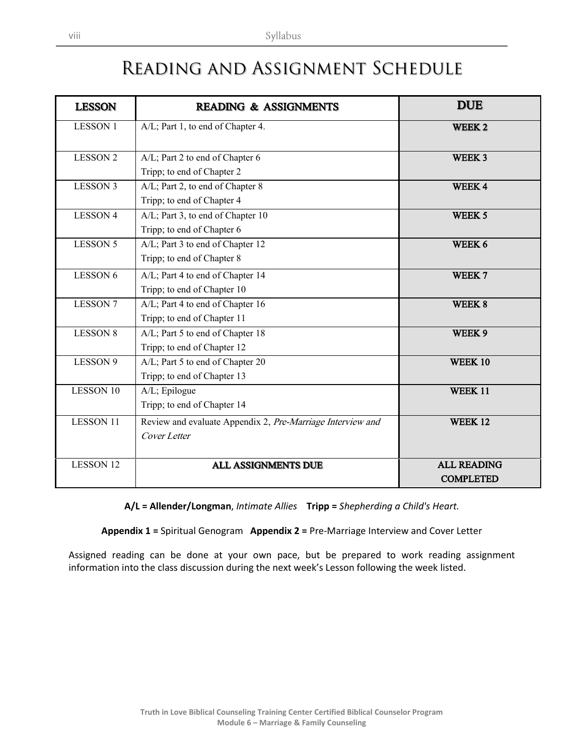# Reading and Assignment Schedule

| LESSON | READING & ASSIGNMENTS | DUE |
|---|---|---|
| LESSON 1 | A/L; Part 1, to end of Chapter 4. | WEEK 2 |
| LESSON 2 | A/L; Part 2 to end of Chapter 6<br>Tripp; to end of Chapter 2 | WEEK 3 |
| LESSON 3 | A/L; Part 2, to end of Chapter 8<br>Tripp; to end of Chapter 4 | WEEK 4 |
| LESSON 4 | A/L; Part 3, to end of Chapter 10<br>Tripp; to end of Chapter 6 | WEEK 5 |
| LESSON 5 | A/L; Part 3 to end of Chapter 12<br>Tripp; to end of Chapter 8 | WEEK 6 |
| LESSON 6 | A/L; Part 4 to end of Chapter 14<br>Tripp; to end of Chapter 10 | WEEK 7 |
| LESSON 7 | A/L; Part 4 to end of Chapter 16<br>Tripp; to end of Chapter 11 | WEEK 8 |
| LESSON 8 | A/L; Part 5 to end of Chapter 18<br>Tripp; to end of Chapter 12 | WEEK 9 |
| LESSON 9 | A/L; Part 5 to end of Chapter 20<br>Tripp; to end of Chapter 13 | WEEK 10 |
| LESSON 10 | A/L; Epilogue<br>Tripp; to end of Chapter 14 | WEEK 11 |
| LESSON 11 | Review and evaluate Appendix 2, *Pre-Marriage Interview and Cover Letter* | WEEK 12 |
| LESSON 12 | ALL ASSIGNMENTS DUE | ALL READING COMPLETED |

**A/L = Allender/Longman**, *Intimate Allies* **Tripp =** *Shepherding a Child's Heart.*

**Appendix 1 =** Spiritual Genogram **Appendix 2 =** Pre-Marriage Interview and Cover Letter

Assigned reading can be done at your own pace, but be prepared to work reading assignment information into the class discussion during the next week's Lesson following the week listed.